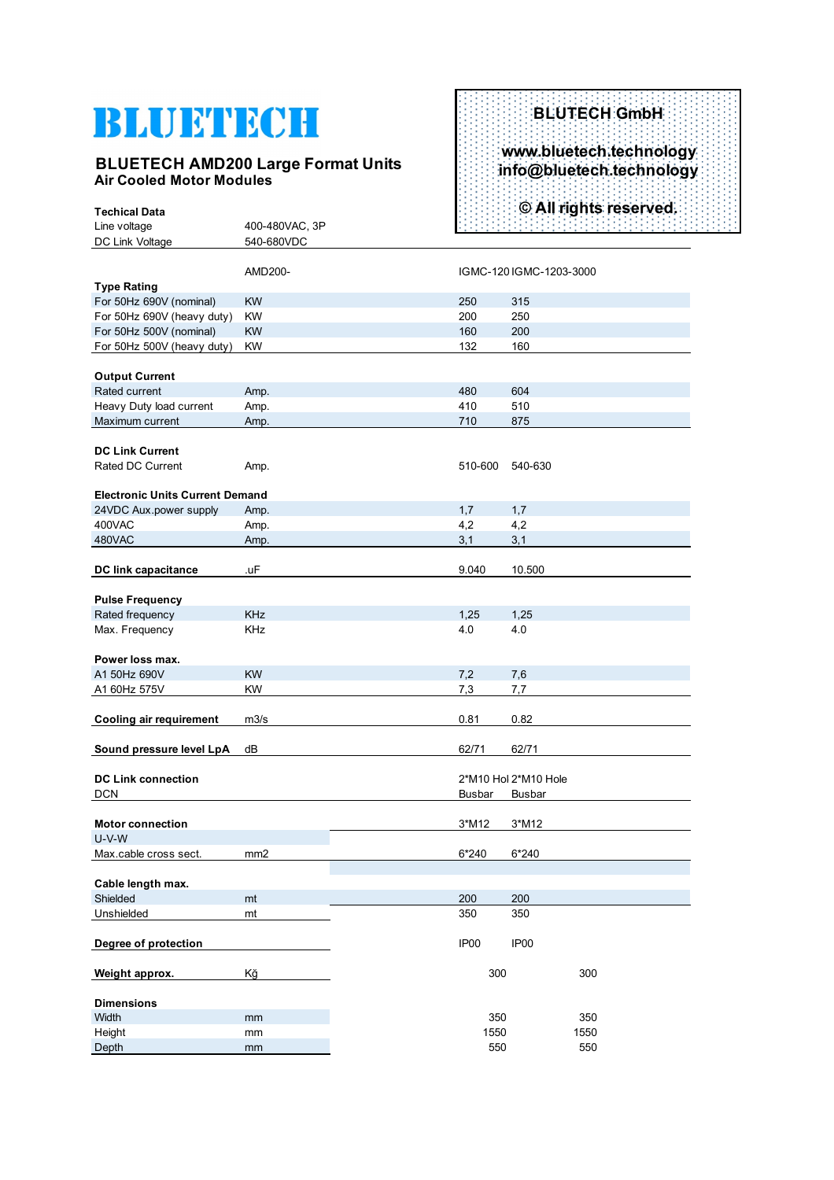# BLUETECH

**BLUETECH AMD200 Large Format Units**
**Air Cooled Motor Modules**

**BLUETECH GmbH**

**www.bluetech.technology**
**info@bluetech.technology**

**© All rights reserved.**

| **Techical Data** | | | |
|---|---|---|---|
| Line voltage | 400-480VAC, 3P | | |
| DC Link Voltage | 540-680VDC | | |
| | AMD200- | IGMC-120 | IGMC-1203-3000 |
| **Type Rating** | | | |
| For 50Hz 690V (nominal) | KW | 250 | 315 |
| For 50Hz 690V (heavy duty) | KW | 200 | 250 |
| For 50Hz 500V (nominal) | KW | 160 | 200 |
| For 50Hz 500V (heavy duty) | KW | 132 | 160 |
| **Output Current** | | | |
| Rated current | Amp. | 480 | 604 |
| Heavy Duty load current | Amp. | 410 | 510 |
| Maximum current | Amp. | 710 | 875 |
| **DC Link Current** | | | |
| Rated DC Current | Amp. | 510-600 | 540-630 |
| **Electronic Units Current Demand** | | | |
| 24VDC Aux.power supply | Amp. | 1,7 | 1,7 |
| 400VAC | Amp. | 4,2 | 4,2 |
| 480VAC | Amp. | 3,1 | 3,1 |
| **DC link capacitance** | .uF | 9.040 | 10.500 |
| **Pulse Frequency** | | | |
| Rated frequency | KHz | 1,25 | 1,25 |
| Max. Frequency | KHz | 4.0 | 4.0 |
| **Power loss max.** | | | |
| A1 50Hz 690V | KW | 7,2 | 7,6 |
| A1 60Hz 575V | KW | 7,3 | 7,7 |
| **Cooling air requirement** | m3/s | 0.81 | 0.82 |
| **Sound pressure level LpA** | dB | 62/71 | 62/71 |
| **DC Link connection** | | 2*M10 Hol | 2*M10 Hole |
| DCN | | Busbar | Busbar |
| **Motor connection** | | 3*M12 | 3*M12 |
| U-V-W | | | |
| Max.cable cross sect. | mm2 | 6*240 | 6*240 |
| **Cable length max.** | | | |
| Shielded | mt | 200 | 200 |
| Unshielded | mt | 350 | 350 |
| **Degree of protection** | | IP00 | IP00 |
| **Weight approx.** | Kğ | 300 | 300 |
| **Dimensions** | | | |
| Width | mm | 350 | 350 |
| Height | mm | 1550 | 1550 |
| Depth | mm | 550 | 550 |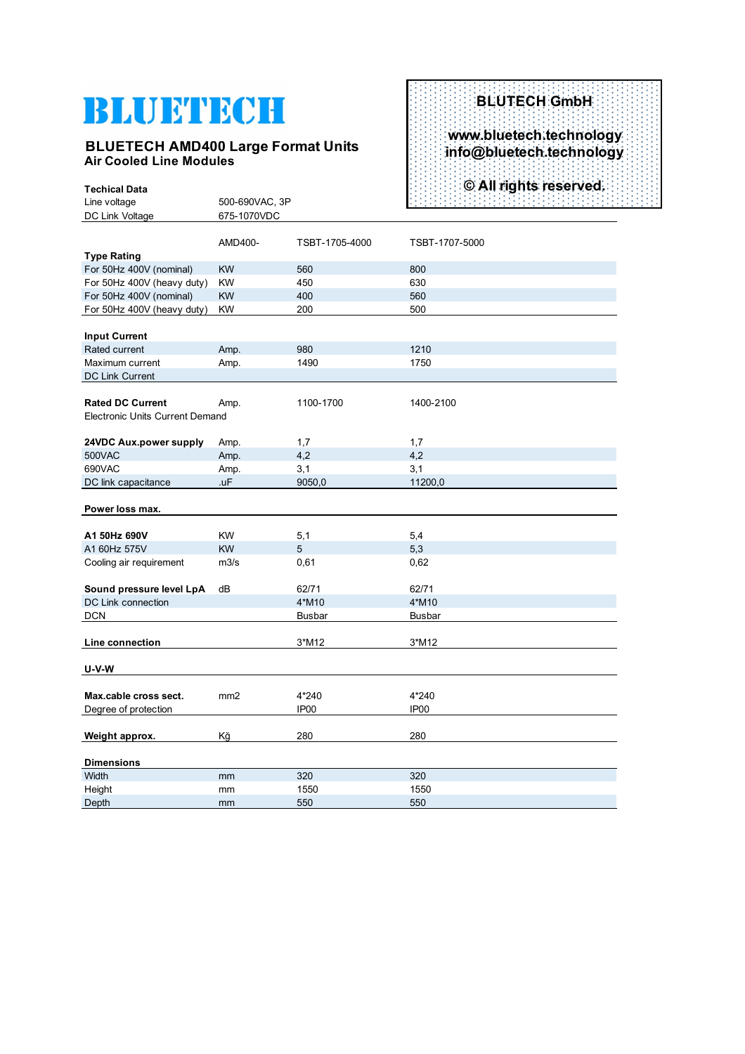# BLUETECH

**BLUETECH AMD400 Large Format Units**
**Air Cooled Line Modules**

**BLUTECH GmbH**

**www.bluetech.technology**
**info@bluetech.technology**

**© All rights reserved.**

| | | | |
|---|---|---|---|
| **Techical Data** | | | |
| Line voltage | 500-690VAC, 3P | | |
| DC Link Voltage | 675-1070VDC | | |
| | AMD400- | TSBT-1705-4000 | TSBT-1707-5000 |
| **Type Rating** | | | |
| For 50Hz 400V (nominal) | KW | 560 | 800 |
| For 50Hz 400V (heavy duty) | KW | 450 | 630 |
| For 50Hz 400V (nominal) | KW | 400 | 560 |
| For 50Hz 400V (heavy duty) | KW | 200 | 500 |
| **Input Current** | | | |
| Rated current | Amp. | 980 | 1210 |
| Maximum current | Amp. | 1490 | 1750 |
| DC Link Current | | | |
| **Rated DC Current** | Amp. | 1100-1700 | 1400-2100 |
| Electronic Units Current Demand | | | |
| **24VDC Aux.power supply** | Amp. | 1,7 | 1,7 |
| 500VAC | Amp. | 4,2 | 4,2 |
| 690VAC | Amp. | 3,1 | 3,1 |
| DC link capacitance | .uF | 9050,0 | 11200,0 |
| **Power loss max.** | | | |
| **A1 50Hz 690V** | KW | 5,1 | 5,4 |
| A1 60Hz 575V | KW | 5 | 5,3 |
| Cooling air requirement | m3/s | 0,61 | 0,62 |
| **Sound pressure level LpA** | dB | 62/71 | 62/71 |
| DC Link connection | | 4*M10 | 4*M10 |
| DCN | | Busbar | Busbar |
| **Line connection** | | 3*M12 | 3*M12 |
| **U-V-W** | | | |
| **Max.cable cross sect.** | mm2 | 4*240 | 4*240 |
| Degree of protection | | IP00 | IP00 |
| **Weight approx.** | Kğ | 280 | 280 |
| **Dimensions** | | | |
| Width | mm | 320 | 320 |
| Height | mm | 1550 | 1550 |
| Depth | mm | 550 | 550 |